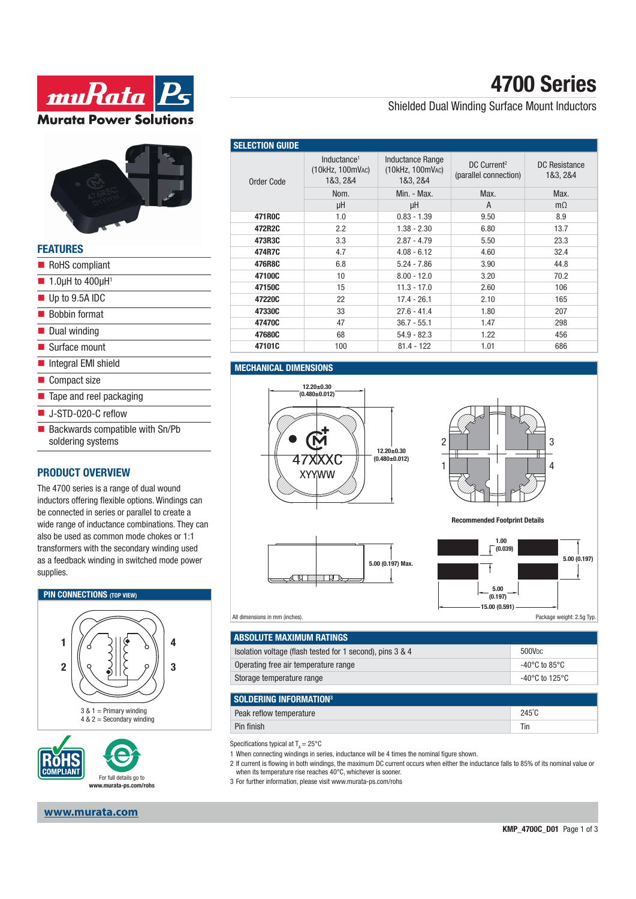# 4700 Series

Shielded Dual Winding Surface Mount Inductors

## FEATURES

- RoHS compliant
- 1.0µH to 400µH[1]
- Up to 9.5A IDC
- Bobbin format
- Dual winding
- Surface mount
- Integral EMI shield
- Compact size
- Tape and reel packaging
- J-STD-020-C reflow
- Backwards compatible with Sn/Pb soldering systems

## PRODUCT OVERVIEW

The 4700 series is a range of dual wound inductors offering flexible options. Windings can be connected in series or parallel to create a wide range of inductance combinations. They can also be used as common mode chokes or 1:1 transformers with the secondary winding used as a feedback winding in switched mode power supplies.

## PIN CONNECTIONS (TOP VIEW)

3 & 1 = Primary winding
4 & 2 = Secondary winding

For full details go to www.murata-ps.com/rohs

## SELECTION GUIDE

| Order Code | Inductance[1] (10kHz, 100mVAC) 1&3, 2&4 | Inductance Range (10kHz, 100mVAC) 1&3, 2&4 | DC Current[2] (parallel connection) | DC Resistance 1&3, 2&4 |
|---|---|---|---|---|
| | Nom. | Min. - Max. | Max. | Max. |
| | µH | µH | A | mΩ |
| 471R0C | 1.0 | 0.83 - 1.39 | 9.50 | 8.9 |
| 472R2C | 2.2 | 1.38 - 2.30 | 6.80 | 13.7 |
| 473R3C | 3.3 | 2.87 - 4.79 | 5.50 | 23.3 |
| 474R7C | 4.7 | 4.08 - 6.12 | 4.60 | 32.4 |
| 476R8C | 6.8 | 5.24 - 7.86 | 3.90 | 44.8 |
| 47100C | 10 | 8.00 - 12.0 | 3.20 | 70.2 |
| 47150C | 15 | 11.3 - 17.0 | 2.60 | 106 |
| 47220C | 22 | 17.4 - 26.1 | 2.10 | 165 |
| 47330C | 33 | 27.6 - 41.4 | 1.80 | 207 |
| 47470C | 47 | 36.7 - 55.1 | 1.47 | 298 |
| 47680C | 68 | 54.9 - 82.3 | 1.22 | 456 |
| 47101C | 100 | 81.4 - 122 | 1.01 | 686 |

## MECHANICAL DIMENSIONS

12.20±0.30 (0.480±0.012)

12.20±0.30 (0.480±0.012)

47XXXC
XYYWW

5.00 (0.197) Max.

Recommended Footprint Details

1.00 (0.039)

5.00 (0.197)

5.00 (0.197)

15.00 (0.591)

All dimensions in mm (inches).

Package weight: 2.5g Typ.

## ABSOLUTE MAXIMUM RATINGS

| | |
|---|---|
| Isolation voltage (flash tested for 1 second), pins 3 & 4 | 500VDC |
| Operating free air temperature range | -40°C to 85°C |
| Storage temperature range | -40°C to 125°C |

## SOLDERING INFORMATION[3]

| | |
|---|---|
| Peak reflow temperature | 245°C |
| Pin finish | Tin |

Specifications typical at $T_A = 25°C$

1 When connecting windings in series, inductance will be 4 times the nominal figure shown.
2 If current is flowing in both windings, the maximum DC current occurs when either the inductance falls to 85% of its nominal value or when its temperature rise reaches 40°C, whichever is sooner.
3 For further information, please visit www.murata-ps.com/rohs

www.murata.com

KMP_4700C_D01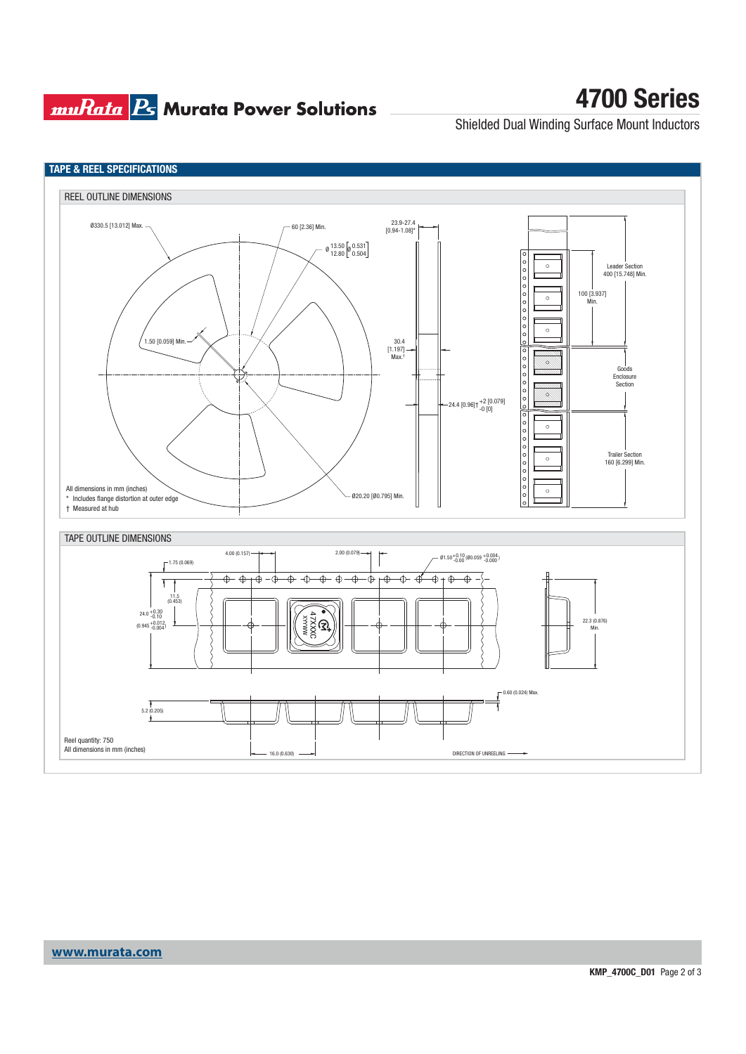## TAPE & REEL SPECIFICATIONS

### REEL OUTLINE DIMENSIONS

Ø330.5 [13.012] Max.

60 [2.36] Min.

Ø 13.50 [0.531] / 12.80 [0.504]

23.9–27.4 [0.94–1.08]*

1.50 [0.059] Min.

30.4 [1.197] Max.†

24.4 [0.96]† +2 [0.079] / -0 [0]

Ø20.20 [Ø0.795] Min.

Leader Section 400 [15.748] Min.

100 [3.937] Min.

Goods Enclosure Section

Trailer Section 160 [6.299] Min.

All dimensions in mm (inches)

\* Includes flange distortion at outer edge

† Measured at hub

### TAPE OUTLINE DIMENSIONS

4.00 (0.157)

2.00 (0.079)

Ø1.50 +0.10/-0.00 (Ø0.059 +0.004/-0.000)

1.75 (0.069)

11.5 (0.453)

24.0 +0.30/-0.10 (0.940 +0.012/-0.004)

22.3 (0.876) Min.

0.60 (0.024) Max.

5.2 (0.205)

16.0 (0.630)

DIRECTION OF UNREELING

Reel quantity: 750

All dimensions in mm (inches)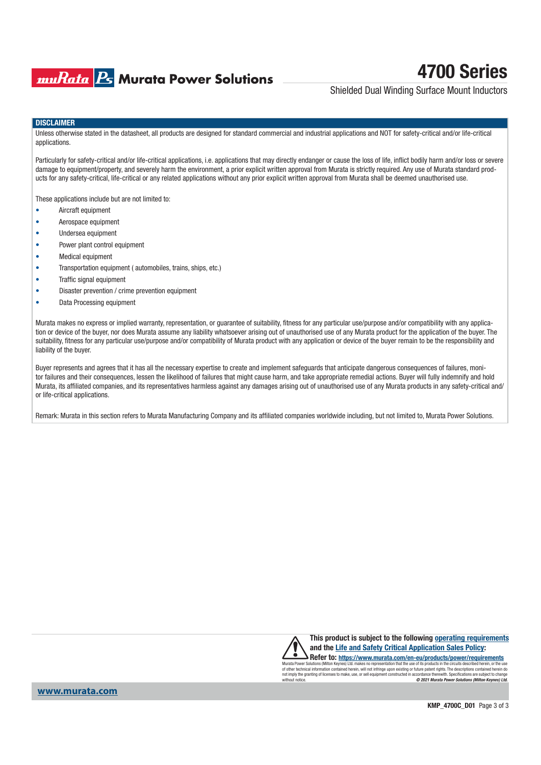## DISCLAIMER

Unless otherwise stated in the datasheet, all products are designed for standard commercial and industrial applications and NOT for safety-critical and/or life-critical applications.

Particularly for safety-critical and/or life-critical applications, i.e. applications that may directly endanger or cause the loss of life, inflict bodily harm and/or loss or severe damage to equipment/property, and severely harm the environment, a prior explicit written approval from Murata is strictly required. Any use of Murata standard products for any safety-critical, life-critical or any related applications without any prior explicit written approval from Murata shall be deemed unauthorised use.

These applications include but are not limited to:

- Aircraft equipment
- Aerospace equipment
- Undersea equipment
- Power plant control equipment
- Medical equipment
- Transportation equipment ( automobiles, trains, ships, etc.)
- Traffic signal equipment
- Disaster prevention / crime prevention equipment
- Data Processing equipment

Murata makes no express or implied warranty, representation, or guarantee of suitability, fitness for any particular use/purpose and/or compatibility with any application or device of the buyer, nor does Murata assume any liability whatsoever arising out of unauthorised use of any Murata product for the application of the buyer. The suitability, fitness for any particular use/purpose and/or compatibility of Murata product with any application or device of the buyer remain to be the responsibility and liability of the buyer.

Buyer represents and agrees that it has all the necessary expertise to create and implement safeguards that anticipate dangerous consequences of failures, monitor failures and their consequences, lessen the likelihood of failures that might cause harm, and take appropriate remedial actions. Buyer will fully indemnify and hold Murata, its affiliated companies, and its representatives harmless against any damages arising out of unauthorised use of any Murata products in any safety-critical and/or life-critical applications.

Remark: Murata in this section refers to Murata Manufacturing Company and its affiliated companies worldwide including, but not limited to, Murata Power Solutions.

**This product is subject to the following operating requirements and the Life and Safety Critical Application Sales Policy:**
**Refer to: https://www.murata.com/en-eu/products/power/requirements**

Murata Power Solutions (Milton Keynes) Ltd. makes no representation that the use of its products in the circuits described herein, or the use of other technical information contained herein, will not infringe upon existing or future patent rights. The descriptions contained herein do not imply the granting of licenses to make, use, or sell equipment constructed in accordance therewith. Specifications are subject to change without notice.

*© 2021 Murata Power Solutions (Milton Keynes) Ltd.*